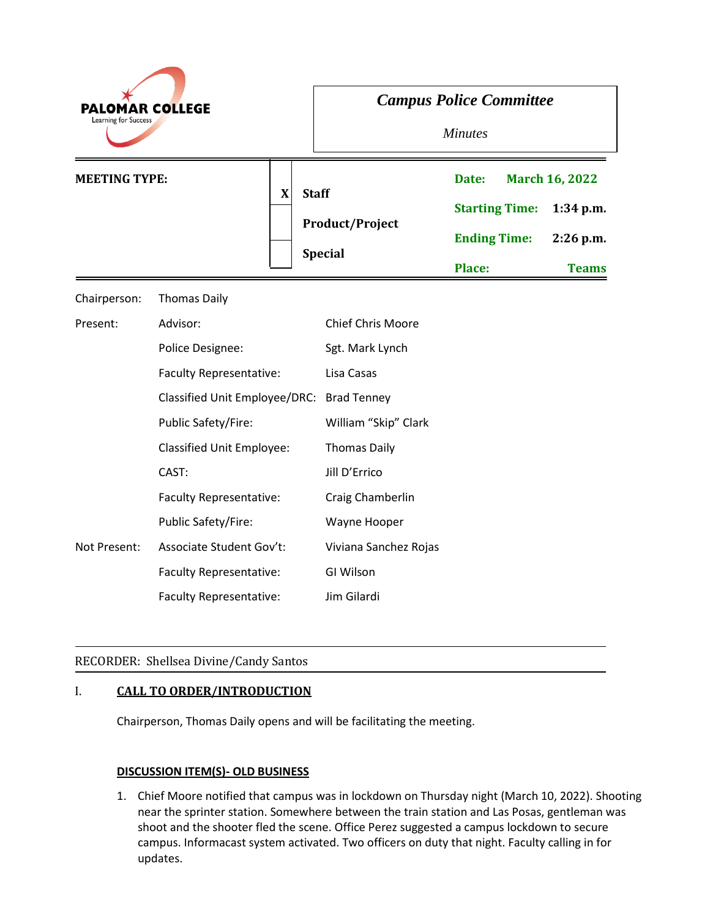PALOMAR COLLEGE
Learning for Success

# *Campus Police Committee*

*Minutes*

| MEETING TYPE: | | | |
|---|---|---|---|
| | X | Staff | Date: March 16, 2022 |
| | | Product/Project | Starting Time: 1:34 p.m. |
| | | Special | Ending Time: 2:26 p.m. |
| | | | Place: Teams |

| | | |
|---|---|---|
| Chairperson: | Thomas Daily | |
| Present: | Advisor: | Chief Chris Moore |
| | Police Designee: | Sgt. Mark Lynch |
| | Faculty Representative: | Lisa Casas |
| | Classified Unit Employee/DRC: | Brad Tenney |
| | Public Safety/Fire: | William "Skip" Clark |
| | Classified Unit Employee: | Thomas Daily |
| | CAST: | Jill D'Errico |
| | Faculty Representative: | Craig Chamberlin |
| | Public Safety/Fire: | Wayne Hooper |
| Not Present: | Associate Student Gov't: | Viviana Sanchez Rojas |
| | Faculty Representative: | GI Wilson |
| | Faculty Representative: | Jim Gilardi |

RECORDER: Shellsea Divine/Candy Santos

## I. CALL TO ORDER/INTRODUCTION

Chairperson, Thomas Daily opens and will be facilitating the meeting.

### DISCUSSION ITEM(S)- OLD BUSINESS

1. Chief Moore notified that campus was in lockdown on Thursday night (March 10, 2022). Shooting near the sprinter station. Somewhere between the train station and Las Posas, gentleman was shoot and the shooter fled the scene. Office Perez suggested a campus lockdown to secure campus. Informacast system activated. Two officers on duty that night. Faculty calling in for updates.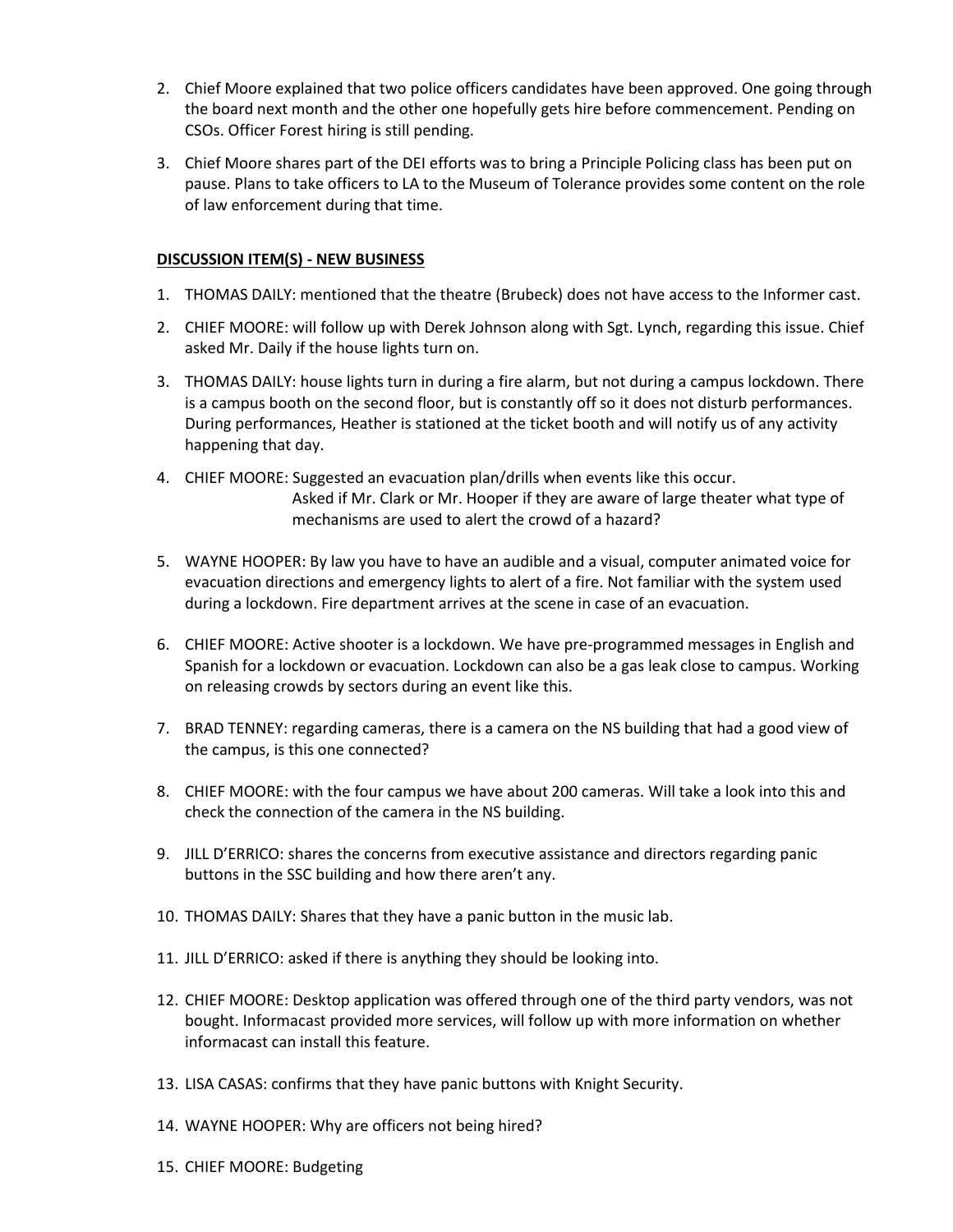2. Chief Moore explained that two police officers candidates have been approved. One going through the board next month and the other one hopefully gets hire before commencement. Pending on CSOs. Officer Forest hiring is still pending.
3. Chief Moore shares part of the DEI efforts was to bring a Principle Policing class has been put on pause. Plans to take officers to LA to the Museum of Tolerance provides some content on the role of law enforcement during that time.

**DISCUSSION ITEM(S) - NEW BUSINESS**

1. THOMAS DAILY: mentioned that the theatre (Brubeck) does not have access to the Informer cast.
2. CHIEF MOORE: will follow up with Derek Johnson along with Sgt. Lynch, regarding this issue. Chief asked Mr. Daily if the house lights turn on.
3. THOMAS DAILY: house lights turn in during a fire alarm, but not during a campus lockdown. There is a campus booth on the second floor, but is constantly off so it does not disturb performances. During performances, Heather is stationed at the ticket booth and will notify us of any activity happening that day.
4. CHIEF MOORE: Suggested an evacuation plan/drills when events like this occur.
   Asked if Mr. Clark or Mr. Hooper if they are aware of large theater what type of mechanisms are used to alert the crowd of a hazard?
5. WAYNE HOOPER: By law you have to have an audible and a visual, computer animated voice for evacuation directions and emergency lights to alert of a fire. Not familiar with the system used during a lockdown. Fire department arrives at the scene in case of an evacuation.
6. CHIEF MOORE: Active shooter is a lockdown. We have pre-programmed messages in English and Spanish for a lockdown or evacuation. Lockdown can also be a gas leak close to campus. Working on releasing crowds by sectors during an event like this.
7. BRAD TENNEY: regarding cameras, there is a camera on the NS building that had a good view of the campus, is this one connected?
8. CHIEF MOORE: with the four campus we have about 200 cameras. Will take a look into this and check the connection of the camera in the NS building.
9. JILL D'ERRICO: shares the concerns from executive assistance and directors regarding panic buttons in the SSC building and how there aren't any.
10. THOMAS DAILY: Shares that they have a panic button in the music lab.
11. JILL D'ERRICO: asked if there is anything they should be looking into.
12. CHIEF MOORE: Desktop application was offered through one of the third party vendors, was not bought. Informacast provided more services, will follow up with more information on whether informacast can install this feature.
13. LISA CASAS: confirms that they have panic buttons with Knight Security.
14. WAYNE HOOPER: Why are officers not being hired?
15. CHIEF MOORE: Budgeting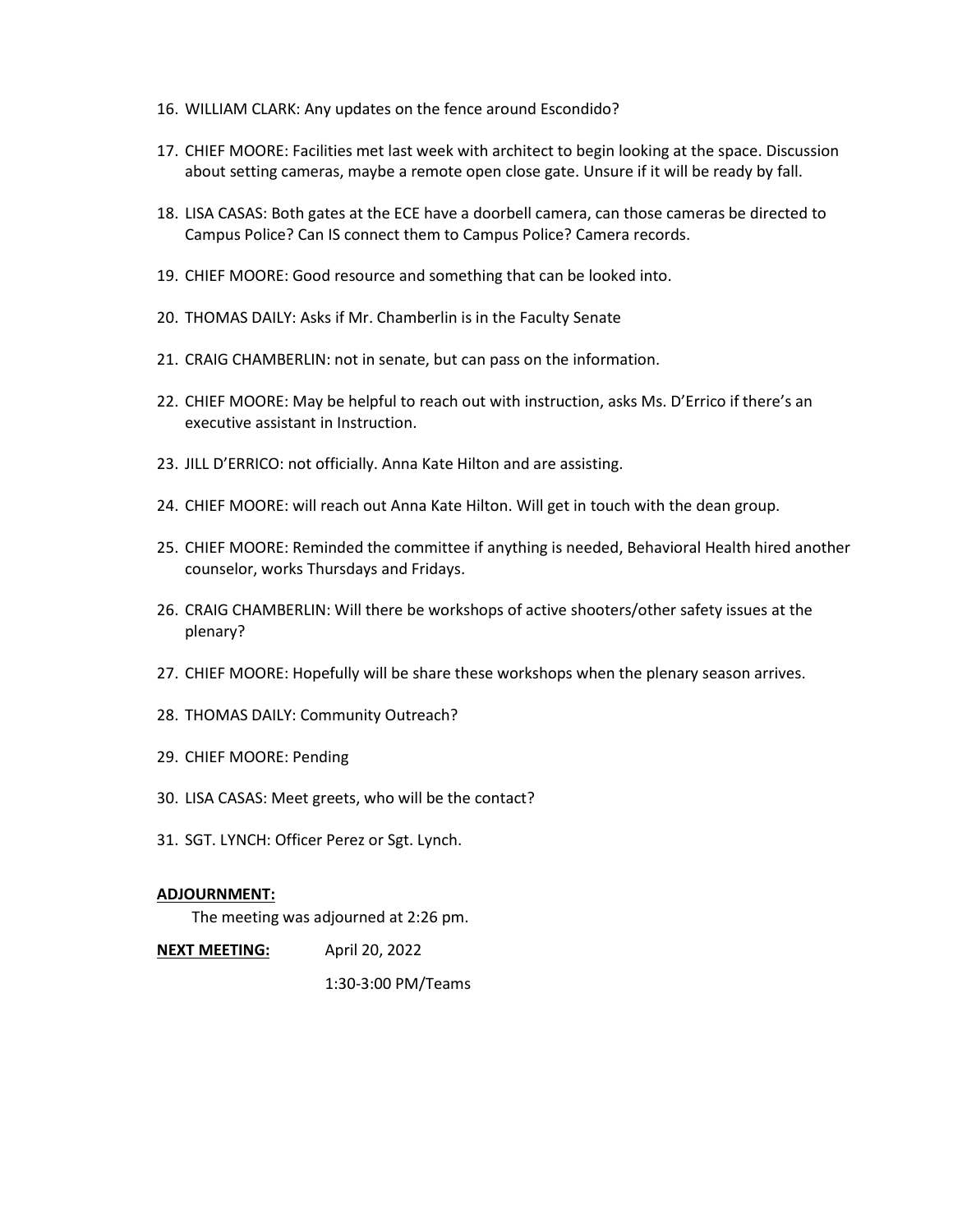16. WILLIAM CLARK: Any updates on the fence around Escondido?
17. CHIEF MOORE: Facilities met last week with architect to begin looking at the space. Discussion about setting cameras, maybe a remote open close gate. Unsure if it will be ready by fall.
18. LISA CASAS: Both gates at the ECE have a doorbell camera, can those cameras be directed to Campus Police? Can IS connect them to Campus Police? Camera records.
19. CHIEF MOORE: Good resource and something that can be looked into.
20. THOMAS DAILY: Asks if Mr. Chamberlin is in the Faculty Senate
21. CRAIG CHAMBERLIN: not in senate, but can pass on the information.
22. CHIEF MOORE: May be helpful to reach out with instruction, asks Ms. D'Errico if there's an executive assistant in Instruction.
23. JILL D'ERRICO: not officially. Anna Kate Hilton and are assisting.
24. CHIEF MOORE: will reach out Anna Kate Hilton. Will get in touch with the dean group.
25. CHIEF MOORE: Reminded the committee if anything is needed, Behavioral Health hired another counselor, works Thursdays and Fridays.
26. CRAIG CHAMBERLIN: Will there be workshops of active shooters/other safety issues at the plenary?
27. CHIEF MOORE: Hopefully will be share these workshops when the plenary season arrives.
28. THOMAS DAILY: Community Outreach?
29. CHIEF MOORE: Pending
30. LISA CASAS: Meet greets, who will be the contact?
31. SGT. LYNCH: Officer Perez or Sgt. Lynch.

**ADJOURNMENT:**

The meeting was adjourned at 2:26 pm.

**NEXT MEETING:** April 20, 2022

1:30-3:00 PM/Teams